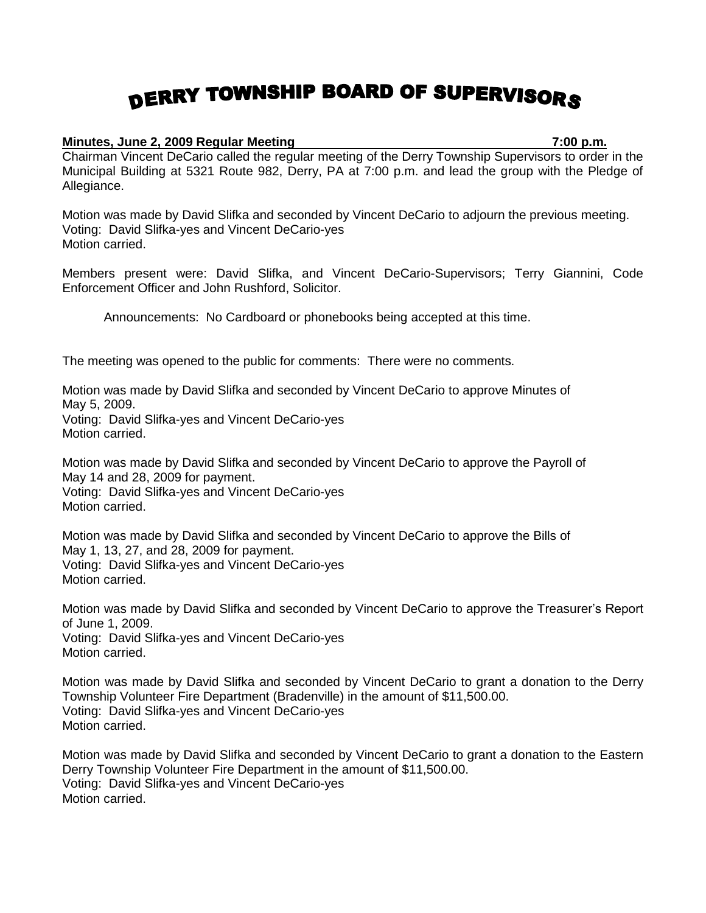# DERRY TOWNSHIP BOARD OF SUPERVISORS

**Minutes, June 2, 2009 Regular Meeting 7:00 p.m.**

Chairman Vincent DeCario called the regular meeting of the Derry Township Supervisors to order in the Municipal Building at 5321 Route 982, Derry, PA at 7:00 p.m. and lead the group with the Pledge of Allegiance.

Motion was made by David Slifka and seconded by Vincent DeCario to adjourn the previous meeting.
Voting: David Slifka-yes and Vincent DeCario-yes
Motion carried.

Members present were: David Slifka, and Vincent DeCario-Supervisors; Terry Giannini, Code Enforcement Officer and John Rushford, Solicitor.

Announcements: No Cardboard or phonebooks being accepted at this time.

The meeting was opened to the public for comments: There were no comments.

Motion was made by David Slifka and seconded by Vincent DeCario to approve Minutes of May 5, 2009.
Voting: David Slifka-yes and Vincent DeCario-yes
Motion carried.

Motion was made by David Slifka and seconded by Vincent DeCario to approve the Payroll of May 14 and 28, 2009 for payment.
Voting: David Slifka-yes and Vincent DeCario-yes
Motion carried.

Motion was made by David Slifka and seconded by Vincent DeCario to approve the Bills of May 1, 13, 27, and 28, 2009 for payment.
Voting: David Slifka-yes and Vincent DeCario-yes
Motion carried.

Motion was made by David Slifka and seconded by Vincent DeCario to approve the Treasurer's Report of June 1, 2009.
Voting: David Slifka-yes and Vincent DeCario-yes
Motion carried.

Motion was made by David Slifka and seconded by Vincent DeCario to grant a donation to the Derry Township Volunteer Fire Department (Bradenville) in the amount of $11,500.00.
Voting: David Slifka-yes and Vincent DeCario-yes
Motion carried.

Motion was made by David Slifka and seconded by Vincent DeCario to grant a donation to the Eastern Derry Township Volunteer Fire Department in the amount of $11,500.00.
Voting: David Slifka-yes and Vincent DeCario-yes
Motion carried.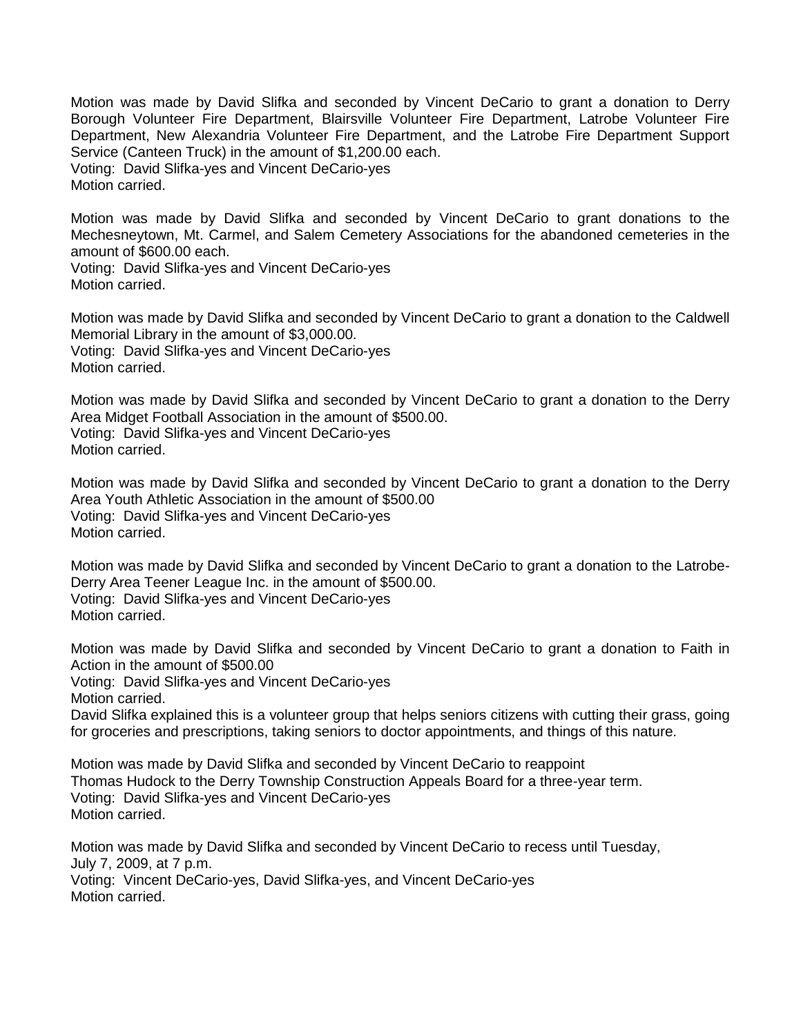Motion was made by David Slifka and seconded by Vincent DeCario to grant a donation to Derry Borough Volunteer Fire Department, Blairsville Volunteer Fire Department, Latrobe Volunteer Fire Department, New Alexandria Volunteer Fire Department, and the Latrobe Fire Department Support Service (Canteen Truck) in the amount of $1,200.00 each.
Voting: David Slifka-yes and Vincent DeCario-yes
Motion carried.

Motion was made by David Slifka and seconded by Vincent DeCario to grant donations to the Mechesneytown, Mt. Carmel, and Salem Cemetery Associations for the abandoned cemeteries in the amount of $600.00 each.
Voting: David Slifka-yes and Vincent DeCario-yes
Motion carried.

Motion was made by David Slifka and seconded by Vincent DeCario to grant a donation to the Caldwell Memorial Library in the amount of $3,000.00.
Voting: David Slifka-yes and Vincent DeCario-yes
Motion carried.

Motion was made by David Slifka and seconded by Vincent DeCario to grant a donation to the Derry Area Midget Football Association in the amount of $500.00.
Voting: David Slifka-yes and Vincent DeCario-yes
Motion carried.

Motion was made by David Slifka and seconded by Vincent DeCario to grant a donation to the Derry Area Youth Athletic Association in the amount of $500.00
Voting: David Slifka-yes and Vincent DeCario-yes
Motion carried.

Motion was made by David Slifka and seconded by Vincent DeCario to grant a donation to the Latrobe-Derry Area Teener League Inc. in the amount of $500.00.
Voting: David Slifka-yes and Vincent DeCario-yes
Motion carried.

Motion was made by David Slifka and seconded by Vincent DeCario to grant a donation to Faith in Action in the amount of $500.00
Voting: David Slifka-yes and Vincent DeCario-yes
Motion carried.
David Slifka explained this is a volunteer group that helps seniors citizens with cutting their grass, going for groceries and prescriptions, taking seniors to doctor appointments, and things of this nature.

Motion was made by David Slifka and seconded by Vincent DeCario to reappoint Thomas Hudock to the Derry Township Construction Appeals Board for a three-year term.
Voting: David Slifka-yes and Vincent DeCario-yes
Motion carried.

Motion was made by David Slifka and seconded by Vincent DeCario to recess until Tuesday, July 7, 2009, at 7 p.m.
Voting: Vincent DeCario-yes, David Slifka-yes, and Vincent DeCario-yes
Motion carried.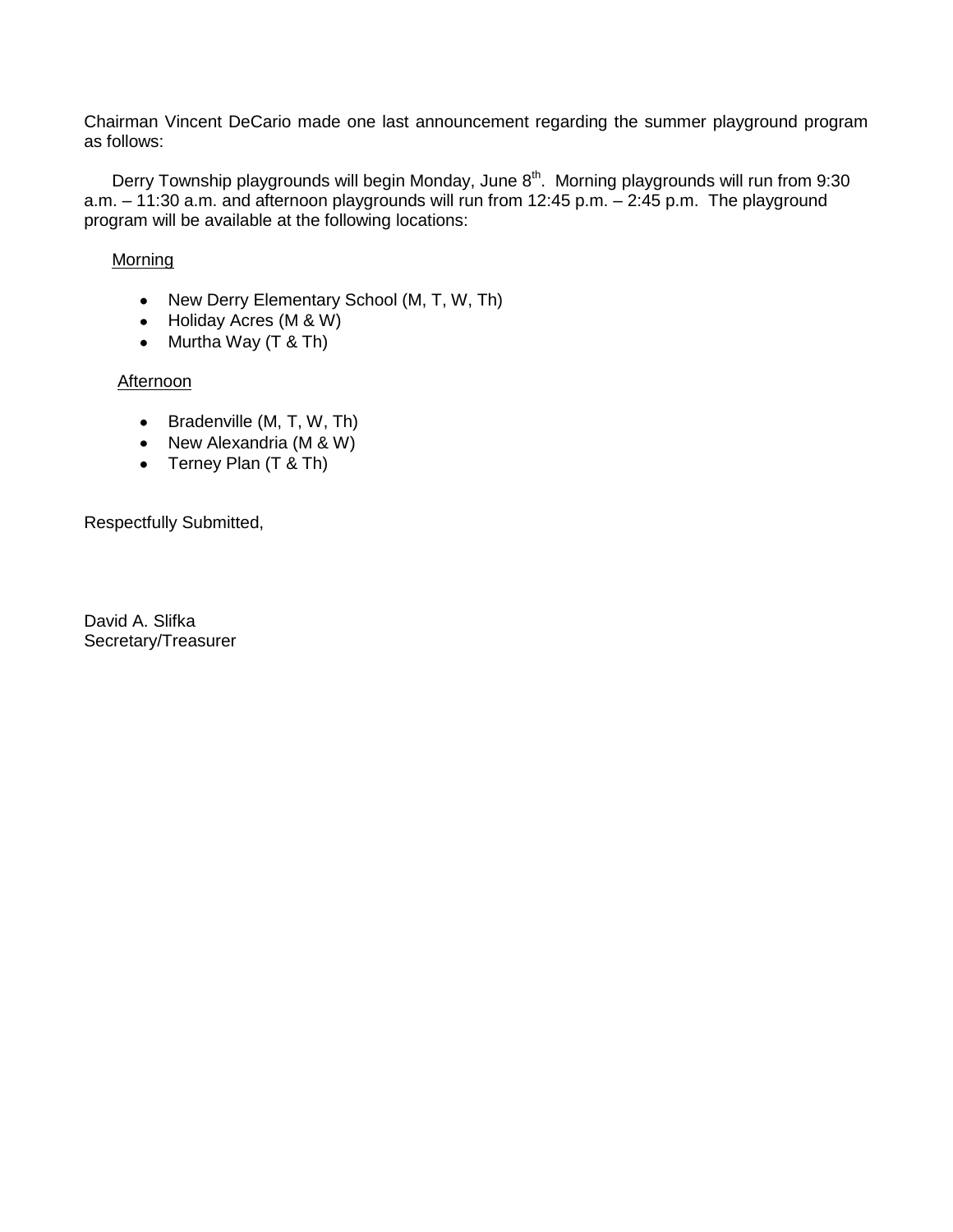Chairman Vincent DeCario made one last announcement regarding the summer playground program as follows:

Derry Township playgrounds will begin Monday, June 8th. Morning playgrounds will run from 9:30 a.m. – 11:30 a.m. and afternoon playgrounds will run from 12:45 p.m. – 2:45 p.m. The playground program will be available at the following locations:

Morning

- New Derry Elementary School (M, T, W, Th)
- Holiday Acres (M & W)
- Murtha Way (T & Th)

Afternoon

- Bradenville (M, T, W, Th)
- New Alexandria (M & W)
- Terney Plan (T & Th)

Respectfully Submitted,

David A. Slifka
Secretary/Treasurer